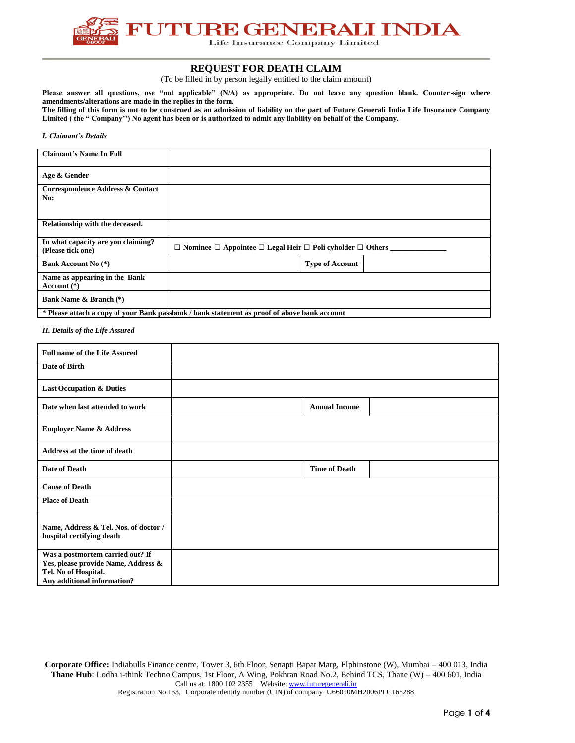FUTURE GENERALI INDIA

Life Insurance Company Limited

# REQUEST FOR DEATH CLAIM

(To be filled in by person legally entitled to the claim amount)

**Please answer all questions, use "not applicable" (N/A) as appropriate. Do not leave any question blank. Counter-sign where amendments/alterations are made in the replies in the form.**

**The filling of this form is not to be construed as an admission of liability on the part of Future Generali India Life Insurance Company Limited ( the " Company'') No agent has been or is authorized to admit any liability on behalf of the Company.**

***I. Claimant's Details***

| | | | |
|---|---|---|---|
| **Claimant's Name In Full** | | | |
| **Age & Gender** | | | |
| **Correspondence Address & Contact No:** | | | |
| **Relationship with the deceased.** | | | |
| **In what capacity are you claiming? (Please tick one)** | ☐ **Nominee** ☐ **Appointee** ☐ **Legal Heir** ☐ **Poli cyholder** ☐ **Others** _______________ | | |
| **Bank Account No (*)** | | **Type of Account** | |
| **Name as appearing in the Bank Account (*)** | | | |
| **Bank Name & Branch (*)** | | | |
| *** Please attach a copy of your Bank passbook / bank statement as proof of above bank account** | | | |

***II. Details of the Life Assured***

| | | | |
|---|---|---|---|
| **Full name of the Life Assured** | | | |
| **Date of Birth** | | | |
| **Last Occupation & Duties** | | | |
| **Date when last attended to work** | | **Annual Income** | |
| **Employer Name & Address** | | | |
| **Address at the time of death** | | | |
| **Date of Death** | | **Time of Death** | |
| **Cause of Death** | | | |
| **Place of Death** | | | |
| **Name, Address & Tel. Nos. of doctor / hospital certifying death** | | | |
| **Was a postmortem carried out? If Yes, please provide Name, Address & Tel. No of Hospital. Any additional information?** | | | |

**Corporate Office:** Indiabulls Finance centre, Tower 3, 6th Floor, Senapti Bapat Marg, Elphinstone (W), Mumbai – 400 013, India
**Thane Hub**: Lodha i-think Techno Campus, 1st Floor, A Wing, Pokhran Road No.2, Behind TCS, Thane (W) – 400 601, India
Call us at: 1800 102 2355 Website: www.futuregenerali.in
Registration No 133, Corporate identity number (CIN) of company U66010MH2006PLC165288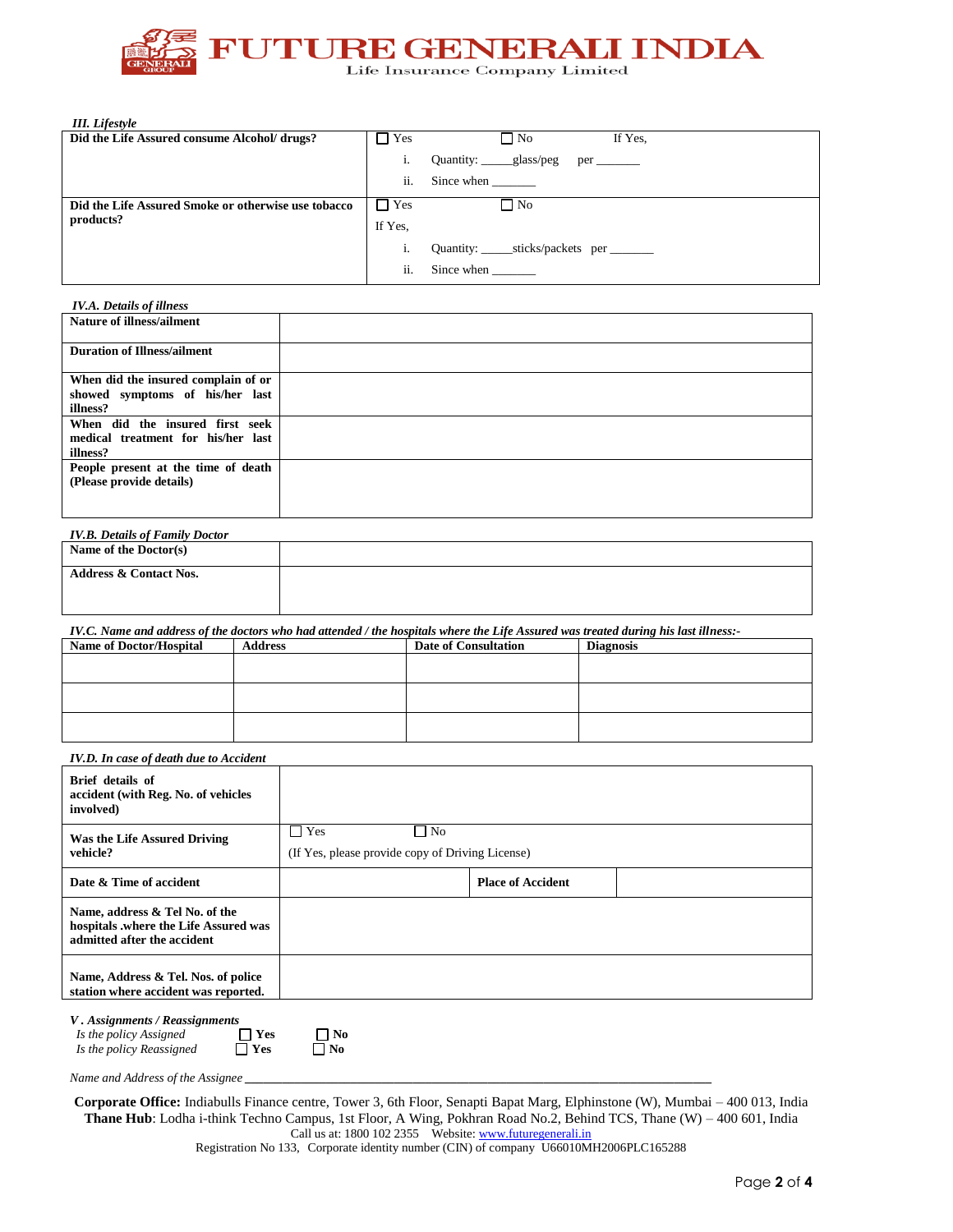# FUTURE GENERALI INDIA

Life Insurance Company Limited

***III. Lifestyle***

| | |
|---|---|
| **Did the Life Assured consume Alcohol/ drugs?** | ☐ Yes ☐ No If Yes,<br>i. Quantity: _____glass/peg per _______<br>ii. Since when _______ |
| **Did the Life Assured Smoke or otherwise use tobacco products?** | ☐ Yes ☐ No<br>If Yes,<br>i. Quantity: _____sticks/packets per _______<br>ii. Since when _______ |

***IV.A. Details of illness***

| | |
|---|---|
| **Nature of illness/ailment** | |
| **Duration of Illness/ailment** | |
| **When did the insured complain of or showed symptoms of his/her last illness?** | |
| **When did the insured first seek medical treatment for his/her last illness?** | |
| **People present at the time of death (Please provide details)** | |

***IV.B. Details of Family Doctor***

| | |
|---|---|
| **Name of the Doctor(s)** | |
| **Address & Contact Nos.** | |

***IV.C. Name and address of the doctors who had attended / the hospitals where the Life Assured was treated during his last illness:-***

| Name of Doctor/Hospital | Address | Date of Consultation | Diagnosis |
|---|---|---|---|
| | | | |
| | | | |
| | | | |

***IV.D. In case of death due to Accident***

| | | | |
|---|---|---|---|
| **Brief details of accident (with Reg. No. of vehicles involved)** | | | |
| **Was the Life Assured Driving vehicle?** | ☐ Yes ☐ No<br>(If Yes, please provide copy of Driving License) | | |
| **Date & Time of accident** | | **Place of Accident** | |
| **Name, address & Tel No. of the hospitals .where the Life Assured was admitted after the accident** | | | |
| **Name, Address & Tel. Nos. of police station where accident was reported.** | | | |

***V . Assignments / Reassignments***

*Is the policy Assigned* ☐ **Yes** ☐ **No**

*Is the policy Reassigned* ☐ **Yes** ☐ **No**

*Name and Address of the Assignee* ________________________________________________________________

**Corporate Office:** Indiabulls Finance centre, Tower 3, 6th Floor, Senapti Bapat Marg, Elphinstone (W), Mumbai – 400 013, India
**Thane Hub**: Lodha i-think Techno Campus, 1st Floor, A Wing, Pokhran Road No.2, Behind TCS, Thane (W) – 400 601, India
Call us at: 1800 102 2355 Website: www.futuregenerali.in
Registration No 133, Corporate identity number (CIN) of company U66010MH2006PLC165288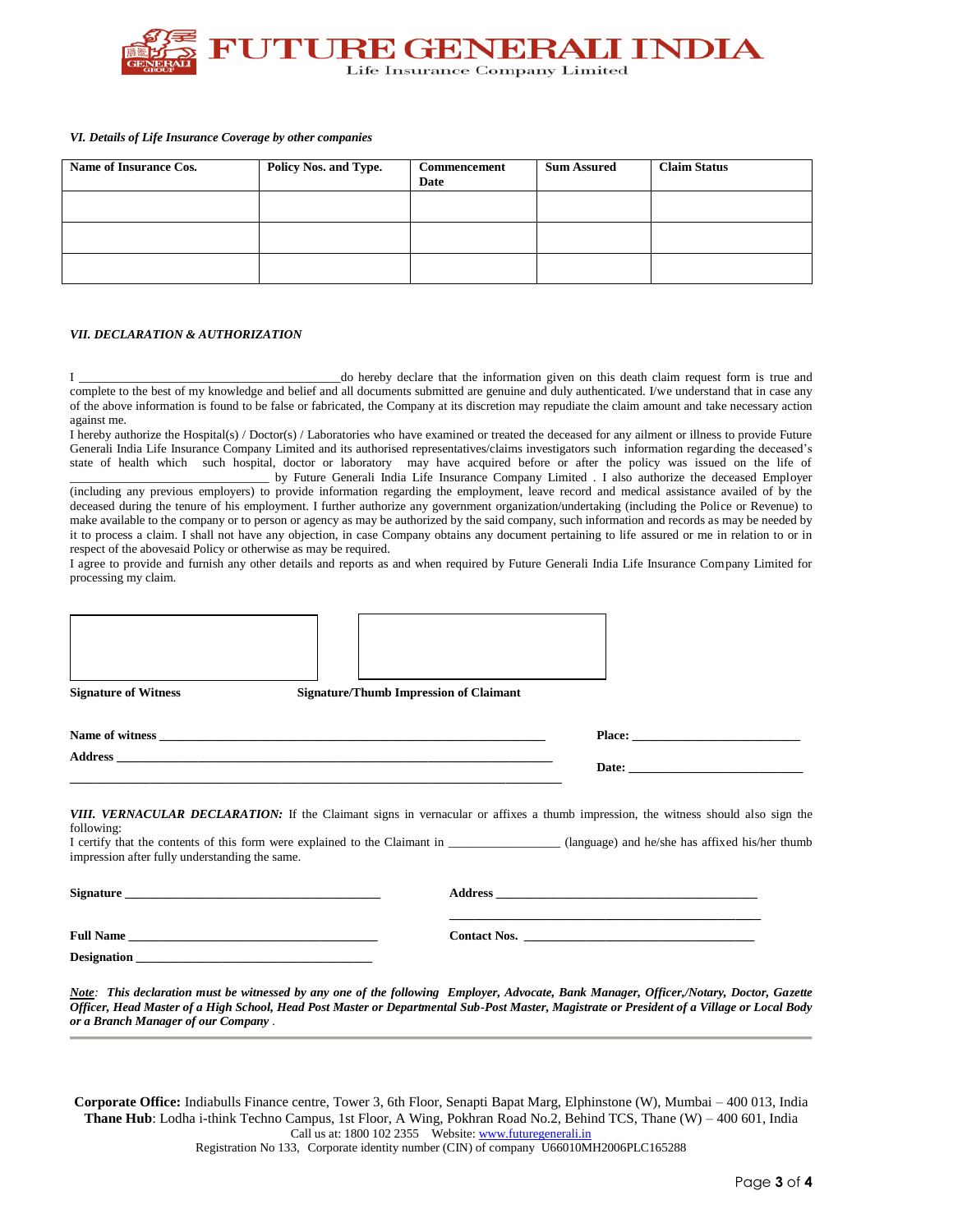*VI. Details of Life Insurance Coverage by other companies*

| Name of Insurance Cos. | Policy Nos. and Type. | Commencement Date | Sum Assured | Claim Status |
|---|---|---|---|---|
| | | | | |
| | | | | |
| | | | | |

*VII. DECLARATION & AUTHORIZATION*

I ________________________________________do hereby declare that the information given on this death claim request form is true and complete to the best of my knowledge and belief and all documents submitted are genuine and duly authenticated. I/we understand that in case any of the above information is found to be false or fabricated, the Company at its discretion may repudiate the claim amount and take necessary action against me.

I hereby authorize the Hospital(s) / Doctor(s) / Laboratories who have examined or treated the deceased for any ailment or illness to provide Future Generali India Life Insurance Company Limited and its authorised representatives/claims investigators such information regarding the deceased's state of health which such hospital, doctor or laboratory may have acquired before or after the policy was issued on the life of ______________________________ by Future Generali India Life Insurance Company Limited . I also authorize the deceased Employer (including any previous employers) to provide information regarding the employment, leave record and medical assistance availed of by the deceased during the tenure of his employment. I further authorize any government organization/undertaking (including the Police or Revenue) to make available to the company or to person or agency as may be authorized by the said company, such information and records as may be needed by it to process a claim. I shall not have any objection, in case Company obtains any document pertaining to life assured or me in relation to or in respect of the abovesaid Policy or otherwise as may be required.

I agree to provide and furnish any other details and reports as and when required by Future Generali India Life Insurance Company Limited for processing my claim.

**Signature of Witness** **Signature/Thumb Impression of Claimant**

**Name of witness** ____________________________________________________________ **Place:** __________________________

**Address** ______________________________________________________________________ **Date:** ___________________________

______________________________________________________________________________

***VIII. VERNACULAR DECLARATION:*** If the Claimant signs in vernacular or affixes a thumb impression, the witness should also sign the following:

I certify that the contents of this form were explained to the Claimant in ________________ (language) and he/she has affixed his/her thumb impression after fully understanding the same.

**Signature** ________________________________________ **Address** _________________________________________

_________________________________________________

**Full Name** _______________________________________ **Contact Nos.** ____________________________________

**Designation** ____________________________________

***Note**: This declaration must be witnessed by any one of the following Employer, Advocate, Bank Manager, Officer,/Notary, Doctor, Gazette Officer, Head Master of a High School, Head Post Master or Departmental Sub-Post Master, Magistrate or President of a Village or Local Body or a Branch Manager of our Company .*

**Corporate Office:** Indiabulls Finance centre, Tower 3, 6th Floor, Senapti Bapat Marg, Elphinstone (W), Mumbai – 400 013, India
**Thane Hub**: Lodha i-think Techno Campus, 1st Floor, A Wing, Pokhran Road No.2, Behind TCS, Thane (W) – 400 601, India
Call us at: 1800 102 2355 Website: www.futuregenerali.in
Registration No 133, Corporate identity number (CIN) of company U66010MH2006PLC165288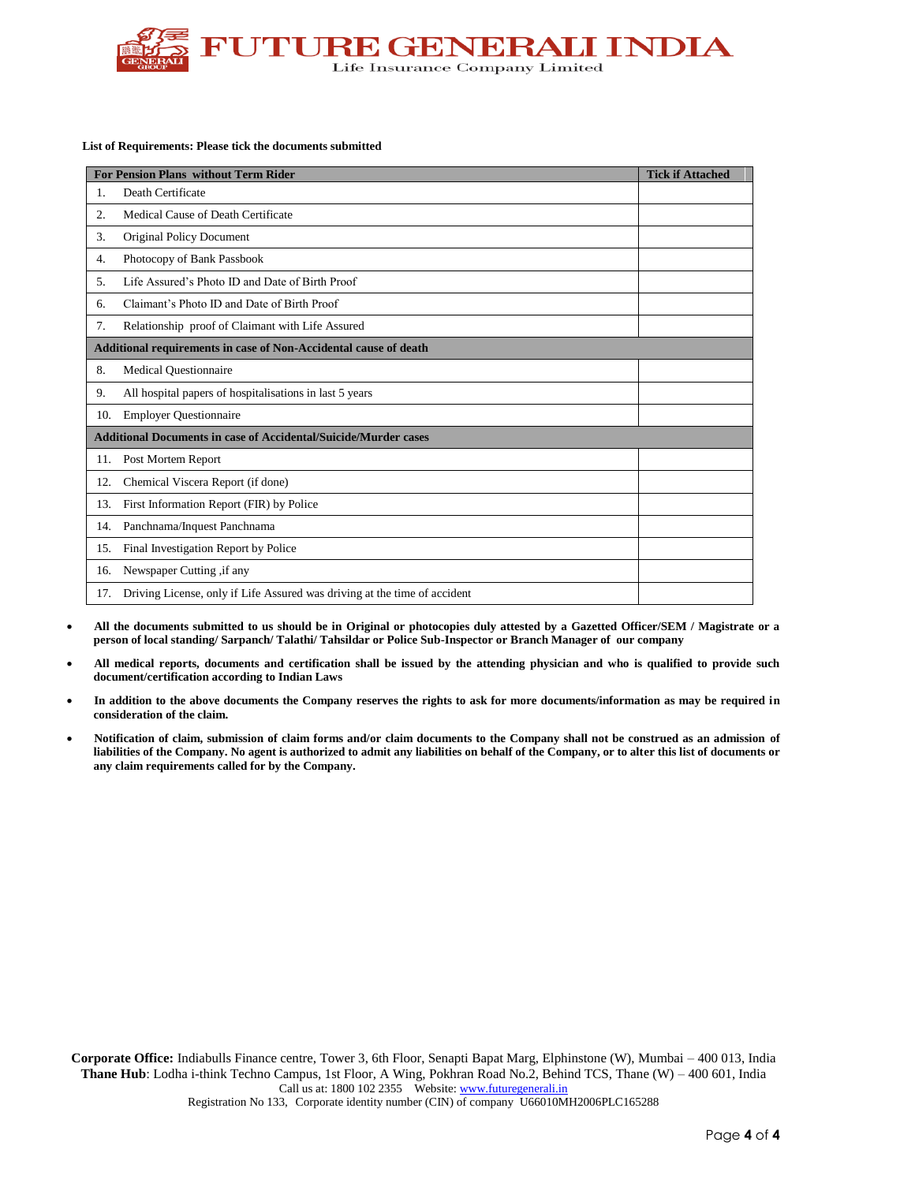**List of Requirements: Please tick the documents submitted**

| For Pension Plans without Term Rider | Tick if Attached |
|---|---|
| 1. Death Certificate | |
| 2. Medical Cause of Death Certificate | |
| 3. Original Policy Document | |
| 4. Photocopy of Bank Passbook | |
| 5. Life Assured's Photo ID and Date of Birth Proof | |
| 6. Claimant's Photo ID and Date of Birth Proof | |
| 7. Relationship proof of Claimant with Life Assured | |
| **Additional requirements in case of Non-Accidental cause of death** | |
| 8. Medical Questionnaire | |
| 9. All hospital papers of hospitalisations in last 5 years | |
| 10. Employer Questionnaire | |
| **Additional Documents in case of Accidental/Suicide/Murder cases** | |
| 11. Post Mortem Report | |
| 12. Chemical Viscera Report (if done) | |
| 13. First Information Report (FIR) by Police | |
| 14. Panchnama/Inquest Panchnama | |
| 15. Final Investigation Report by Police | |
| 16. Newspaper Cutting ,if any | |
| 17. Driving License, only if Life Assured was driving at the time of accident | |

- **All the documents submitted to us should be in Original or photocopies duly attested by a Gazetted Officer/SEM / Magistrate or a person of local standing/ Sarpanch/ Talathi/ Tahsildar or Police Sub-Inspector or Branch Manager of our company**
- **All medical reports, documents and certification shall be issued by the attending physician and who is qualified to provide such document/certification according to Indian Laws**
- **In addition to the above documents the Company reserves the rights to ask for more documents/information as may be required in consideration of the claim.**
- **Notification of claim, submission of claim forms and/or claim documents to the Company shall not be construed as an admission of liabilities of the Company. No agent is authorized to admit any liabilities on behalf of the Company, or to alter this list of documents or any claim requirements called for by the Company.**

**Corporate Office:** Indiabulls Finance centre, Tower 3, 6th Floor, Senapti Bapat Marg, Elphinstone (W), Mumbai – 400 013, India
**Thane Hub**: Lodha i-think Techno Campus, 1st Floor, A Wing, Pokhran Road No.2, Behind TCS, Thane (W) – 400 601, India
Call us at: 1800 102 2355 Website: www.futuregenerali.in
Registration No 133, Corporate identity number (CIN) of company U66010MH2006PLC165288